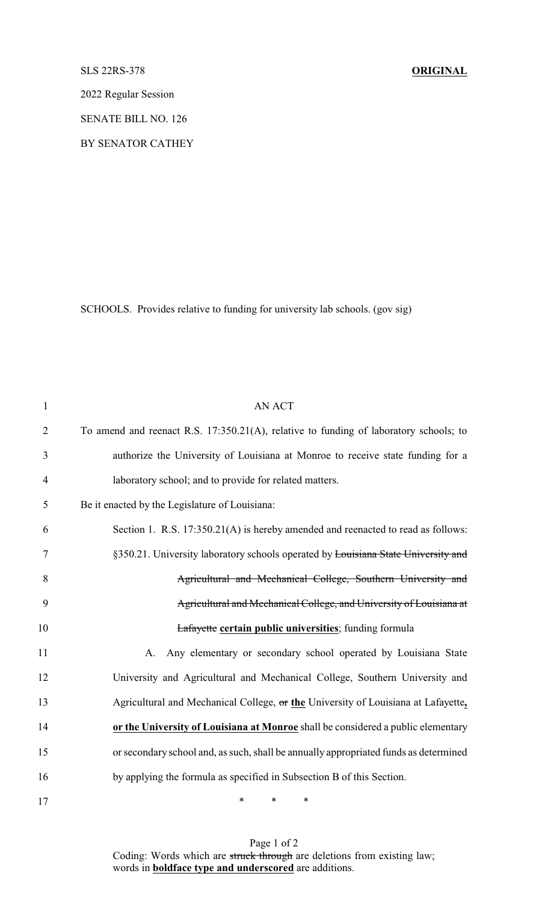SLS 22RS-378 **ORIGINAL**

2022 Regular Session

SENATE BILL NO. 126

BY SENATOR CATHEY

SCHOOLS. Provides relative to funding for university lab schools. (gov sig)

AN ACT

To amend and reenact R.S. 17:350.21(A), relative to funding of laboratory schools; to authorize the University of Louisiana at Monroe to receive state funding for a laboratory school; and to provide for related matters.

Be it enacted by the Legislature of Louisiana:

Section 1. R.S. 17:350.21(A) is hereby amended and reenacted to read as follows:

§350.21. University laboratory schools operated by ~~Louisiana State University and Agricultural and Mechanical College, Southern University and Agricultural and Mechanical College, and University of Louisiana at Lafayette~~ **certain public universities**; funding formula

A. Any elementary or secondary school operated by Louisiana State University and Agricultural and Mechanical College, Southern University and Agricultural and Mechanical College, ~~or~~ **the** University of Louisiana at Lafayette**, or the University of Louisiana at Monroe** shall be considered a public elementary or secondary school and, as such, shall be annually appropriated funds as determined by applying the formula as specified in Subsection B of this Section.

\* \* \*

Coding: Words which are ~~struck through~~ are deletions from existing law; words in **boldface type and underscored** are additions.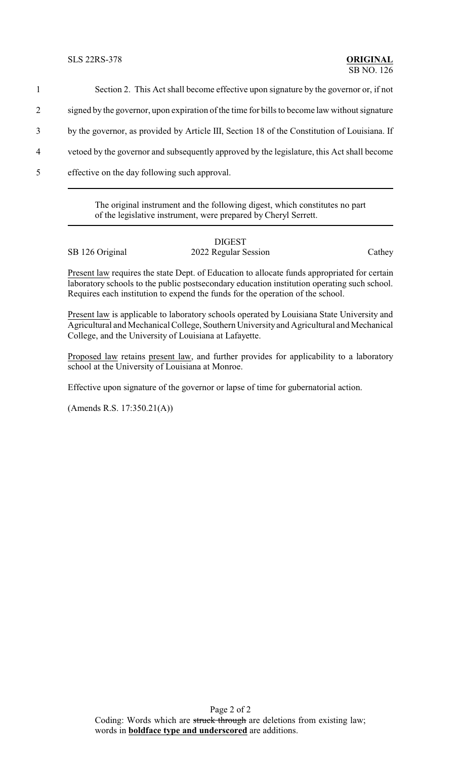Section 2. This Act shall become effective upon signature by the governor or, if not signed by the governor, upon expiration of the time for bills to become law without signature by the governor, as provided by Article III, Section 18 of the Constitution of Louisiana. If vetoed by the governor and subsequently approved by the legislature, this Act shall become effective on the day following such approval.

---

The original instrument and the following digest, which constitutes no part of the legislative instrument, were prepared by Cheryl Serrett.

---

DIGEST

SB 126 Original — 2022 Regular Session — Cathey

Present law requires the state Dept. of Education to allocate funds appropriated for certain laboratory schools to the public postsecondary education institution operating such school. Requires each institution to expend the funds for the operation of the school.

Present law is applicable to laboratory schools operated by Louisiana State University and Agricultural and Mechanical College, Southern University and Agricultural and Mechanical College, and the University of Louisiana at Lafayette.

Proposed law retains present law, and further provides for applicability to a laboratory school at the University of Louisiana at Monroe.

Effective upon signature of the governor or lapse of time for gubernatorial action.

(Amends R.S. 17:350.21(A))

Coding: Words which are ~~struck through~~ are deletions from existing law; words in **boldface type and underscored** are additions.